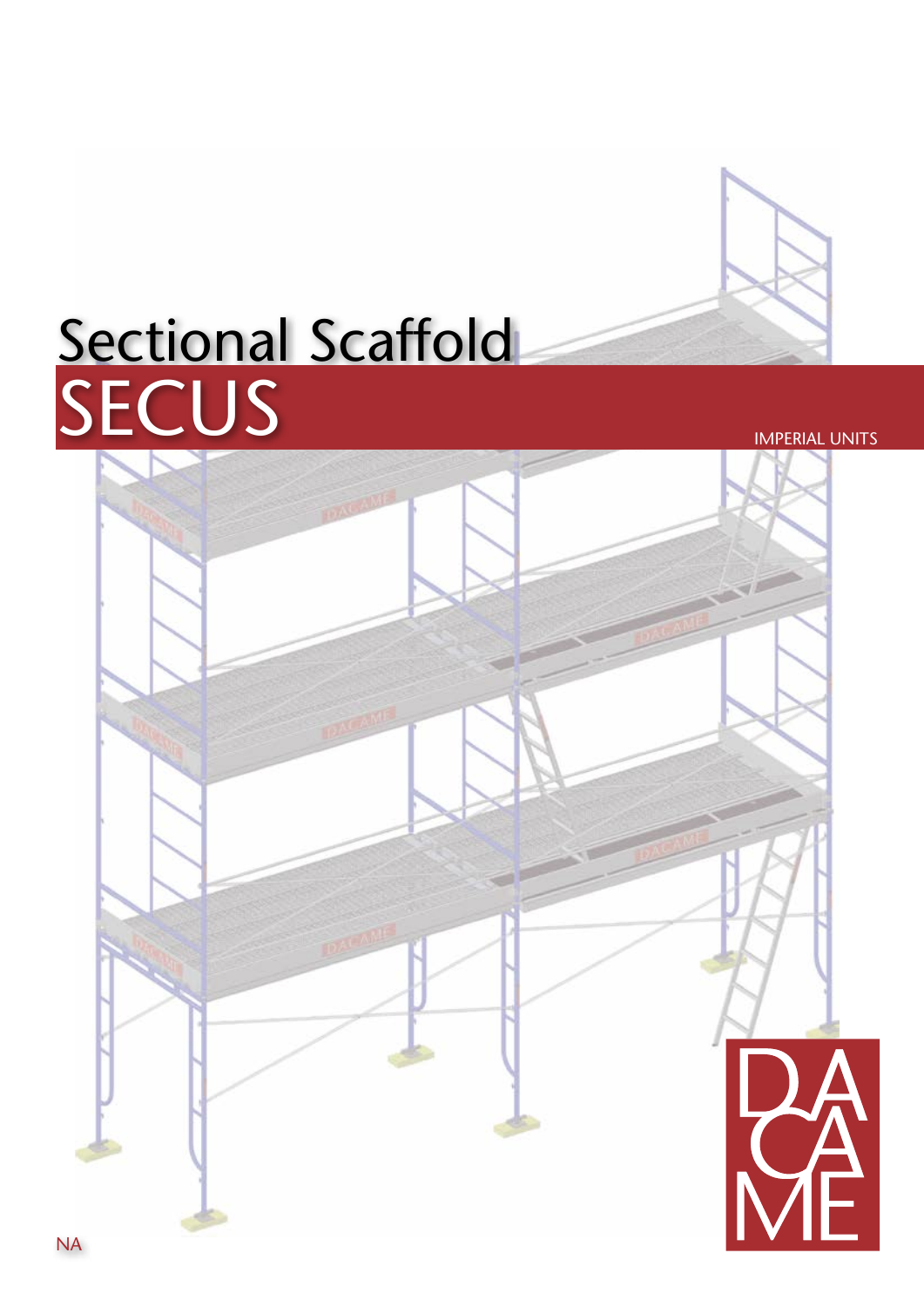# Sectional Scaffold
# SECUS

IMPERIAL UNITS

DACAME

NA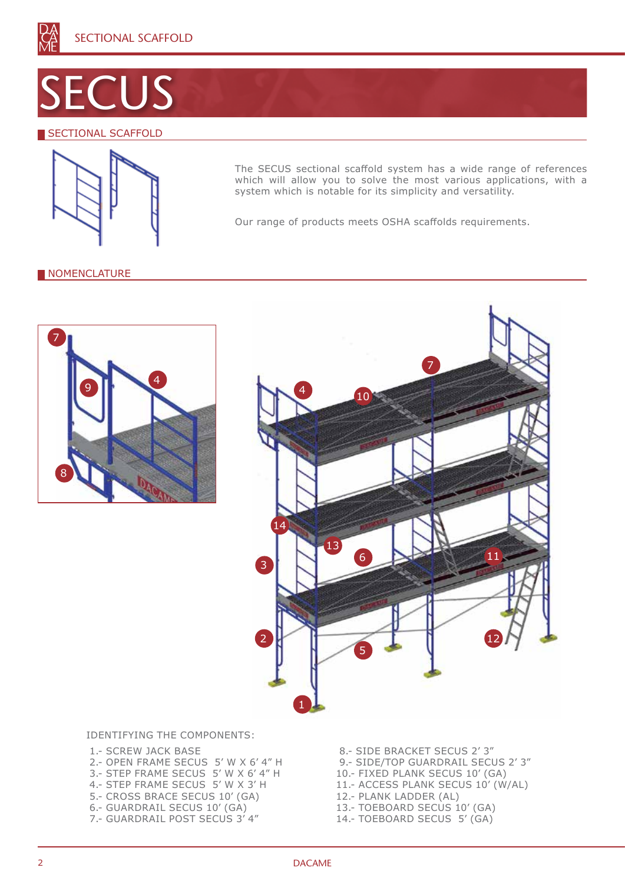# SECUS

## SECTIONAL SCAFFOLD

The SECUS sectional scaffold system has a wide range of references which will allow you to solve the most various applications, with a system which is notable for its simplicity and versatility.

Our range of products meets OSHA scaffolds requirements.

## NOMENCLATURE

IDENTIFYING THE COMPONENTS:

1.- SCREW JACK BASE
2.- OPEN FRAME SECUS 5' W X 6' 4" H
3.- STEP FRAME SECUS 5' W X 6' 4" H
4.- STEP FRAME SECUS 5' W X 3' H
5.- CROSS BRACE SECUS 10' (GA)
6.- GUARDRAIL SECUS 10' (GA)
7.- GUARDRAIL POST SECUS 3' 4"
8.- SIDE BRACKET SECUS 2' 3"
9.- SIDE/TOP GUARDRAIL SECUS 2' 3"
10.- FIXED PLANK SECUS 10' (GA)
11.- ACCESS PLANK SECUS 10' (W/AL)
12.- PLANK LADDER (AL)
13.- TOEBOARD SECUS 10' (GA)
14.- TOEBOARD SECUS 5' (GA)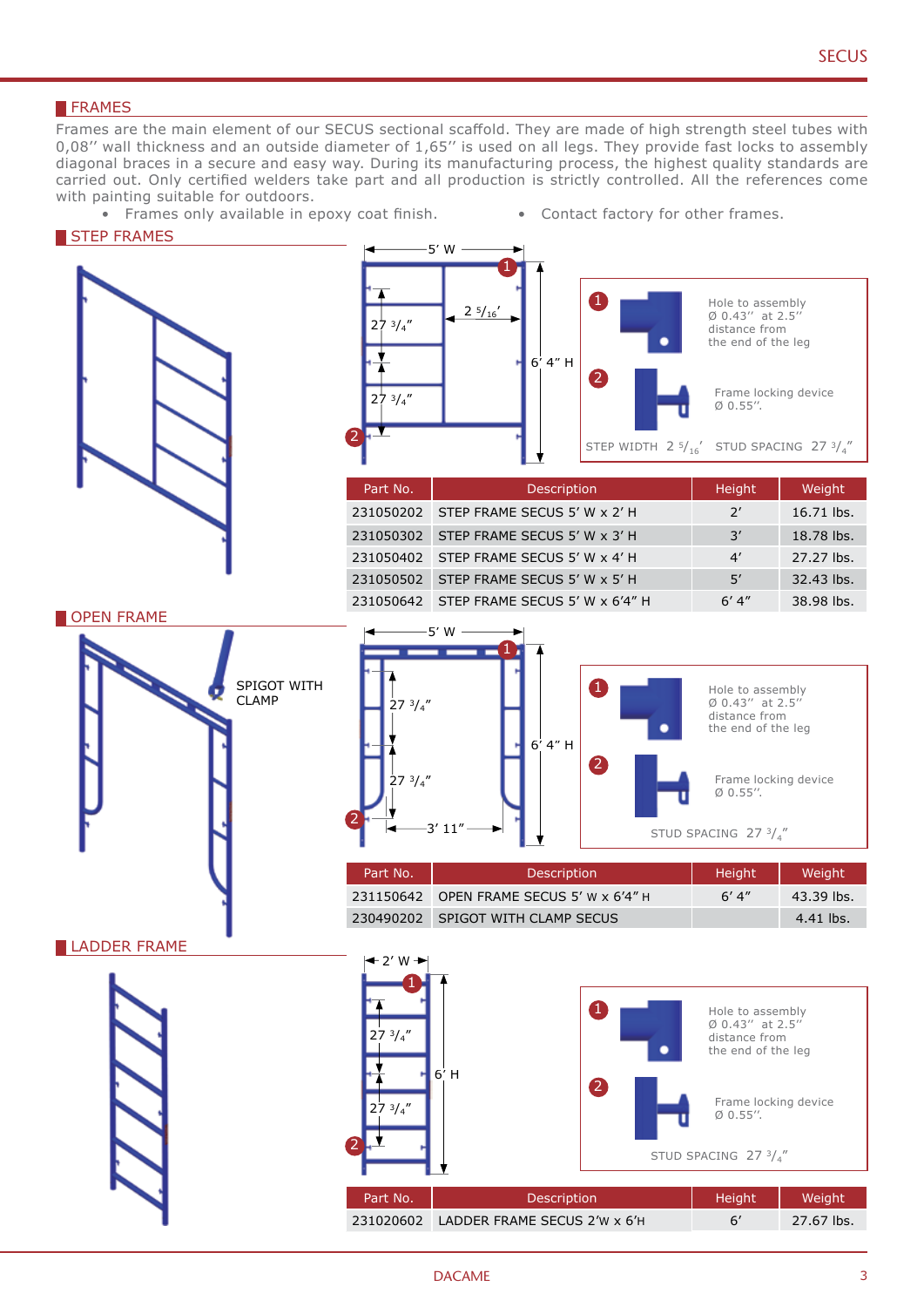## FRAMES

Frames are the main element of our SECUS sectional scaffold. They are made of high strength steel tubes with 0,08'' wall thickness and an outside diameter of 1,65'' is used on all legs. They provide fast locks to assembly diagonal braces in a secure and easy way. During its manufacturing process, the highest quality standards are carried out. Only certified welders take part and all production is strictly controlled. All the references come with painting suitable for outdoors.

- Frames only available in epoxy coat finish.
- Contact factory for other frames.

## STEP FRAMES

5' W — 2 5/16' — 27 3/4" — 27 3/4" — 6' 4" H

1. Hole to assembly Ø 0.43'' at 2.5'' distance from the end of the leg
2. Frame locking device Ø 0.55''.

STEP WIDTH 2 5/16' STUD SPACING 27 3/4"

| Part No. | Description | Height | Weight |
|---|---|---|---|
| 231050202 | STEP FRAME SECUS 5' W x 2' H | 2' | 16.71 lbs. |
| 231050302 | STEP FRAME SECUS 5' W x 3' H | 3' | 18.78 lbs. |
| 231050402 | STEP FRAME SECUS 5' W x 4' H | 4' | 27.27 lbs. |
| 231050502 | STEP FRAME SECUS 5' W x 5' H | 5' | 32.43 lbs. |
| 231050642 | STEP FRAME SECUS 5' W x 6'4" H | 6' 4" | 38.98 lbs. |

## OPEN FRAME

SPIGOT WITH CLAMP

5' W — 27 3/4" — 27 3/4" — 3' 11" — 6' 4" H

1. Hole to assembly Ø 0.43'' at 2.5'' distance from the end of the leg
2. Frame locking device Ø 0.55''.

STUD SPACING 27 3/4"

| Part No. | Description | Height | Weight |
|---|---|---|---|
| 231150642 | OPEN FRAME SECUS 5' W x 6'4" H | 6' 4" | 43.39 lbs. |
| 230490202 | SPIGOT WITH CLAMP SECUS | | 4.41 lbs. |

## LADDER FRAME

2' W — 27 3/4" — 27 3/4" — 6' H

1. Hole to assembly Ø 0.43'' at 2.5'' distance from the end of the leg
2. Frame locking device Ø 0.55''.

STUD SPACING 27 3/4"

| Part No. | Description | Height | Weight |
|---|---|---|---|
| 231020602 | LADDER FRAME SECUS 2'W x 6'H | 6' | 27.67 lbs. |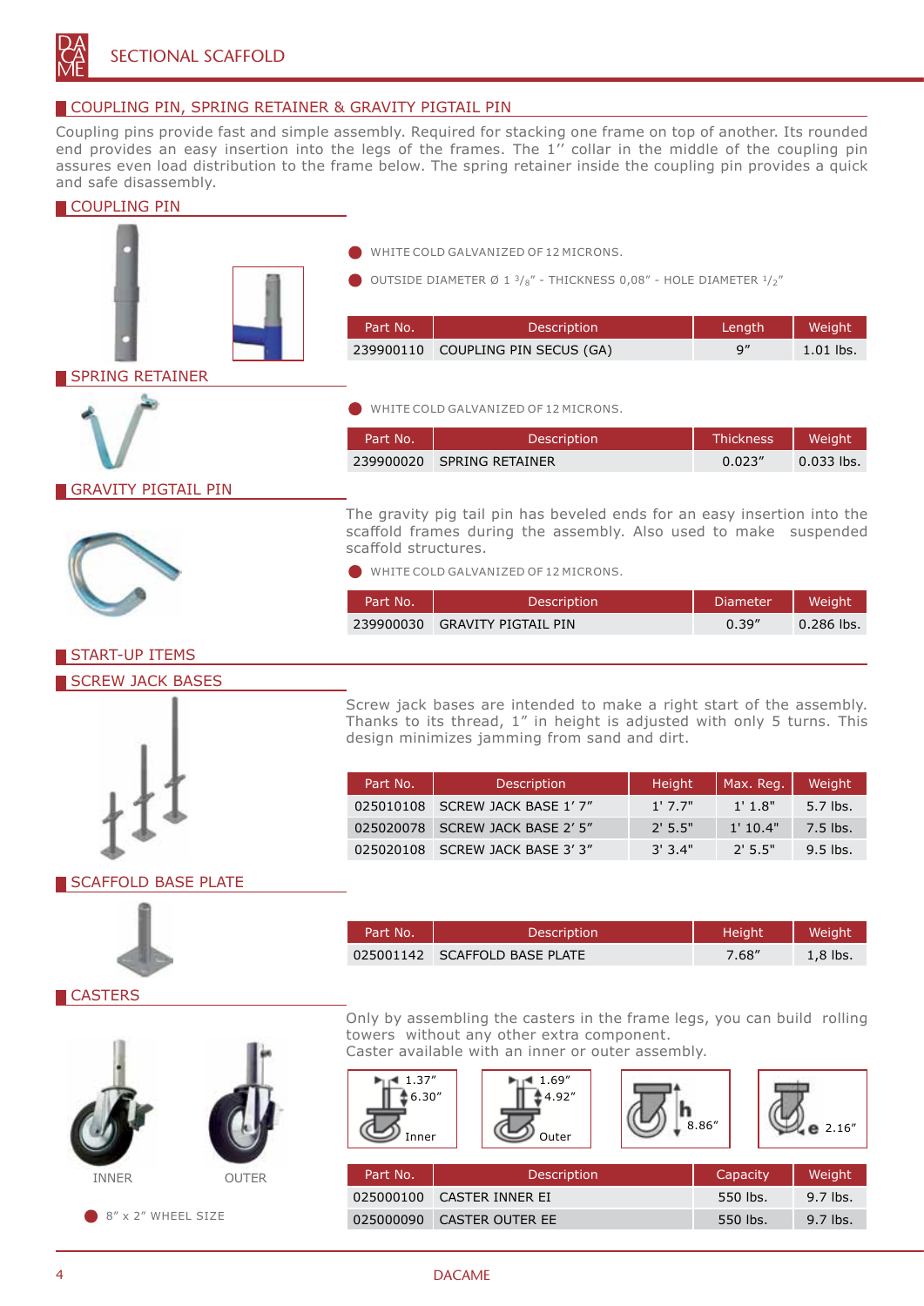# SECTIONAL SCAFFOLD

## COUPLING PIN, SPRING RETAINER & GRAVITY PIGTAIL PIN

Coupling pins provide fast and simple assembly. Required for stacking one frame on top of another. Its rounded end provides an easy insertion into the legs of the frames. The 1" collar in the middle of the coupling pin assures even load distribution to the frame below. The spring retainer inside the coupling pin provides a quick and safe disassembly.

### COUPLING PIN

- WHITE COLD GALVANIZED OF 12 MICRONS.
- OUTSIDE DIAMETER Ø 1 $^{3}/_{8}$" - THICKNESS 0,08" - HOLE DIAMETER $^{1}/_{2}$"

| Part No. | Description | Length | Weight |
|---|---|---|---|
| 239900110 | COUPLING PIN SECUS (GA) | 9" | 1.01 lbs. |

### SPRING RETAINER

- WHITE COLD GALVANIZED OF 12 MICRONS.

| Part No. | Description | Thickness | Weight |
|---|---|---|---|
| 239900020 | SPRING RETAINER | 0.023" | 0.033 lbs. |

### GRAVITY PIGTAIL PIN

The gravity pig tail pin has beveled ends for an easy insertion into the scaffold frames during the assembly. Also used to make suspended scaffold structures.

- WHITE COLD GALVANIZED OF 12 MICRONS.

| Part No. | Description | Diameter | Weight |
|---|---|---|---|
| 239900030 | GRAVITY PIGTAIL PIN | 0.39" | 0.286 lbs. |

## START-UP ITEMS

### SCREW JACK BASES

Screw jack bases are intended to make a right start of the assembly. Thanks to its thread, 1" in height is adjusted with only 5 turns. This design minimizes jamming from sand and dirt.

| Part No. | Description | Height | Max. Reg. | Weight |
|---|---|---|---|---|
| 025010108 | SCREW JACK BASE 1' 7" | 1' 7.7" | 1' 1.8" | 5.7 lbs. |
| 025020078 | SCREW JACK BASE 2' 5" | 2' 5.5" | 1' 10.4" | 7.5 lbs. |
| 025020108 | SCREW JACK BASE 3' 3" | 3' 3.4" | 2' 5.5" | 9.5 lbs. |

### SCAFFOLD BASE PLATE

| Part No. | Description | Height | Weight |
|---|---|---|---|
| 025001142 | SCAFFOLD BASE PLATE | 7.68" | 1,8 lbs. |

### CASTERS

Only by assembling the casters in the frame legs, you can build rolling towers without any other extra component.
Caster available with an inner or outer assembly.

Inner: 1.37" / 6.30" — Outer: 1.69" / 4.92" — h 8.86" — e 2.16"

INNER — OUTER

- 8" x 2" WHEEL SIZE

| Part No. | Description | Capacity | Weight |
|---|---|---|---|
| 025000100 | CASTER INNER EI | 550 lbs. | 9.7 lbs. |
| 025000090 | CASTER OUTER EE | 550 lbs. | 9.7 lbs. |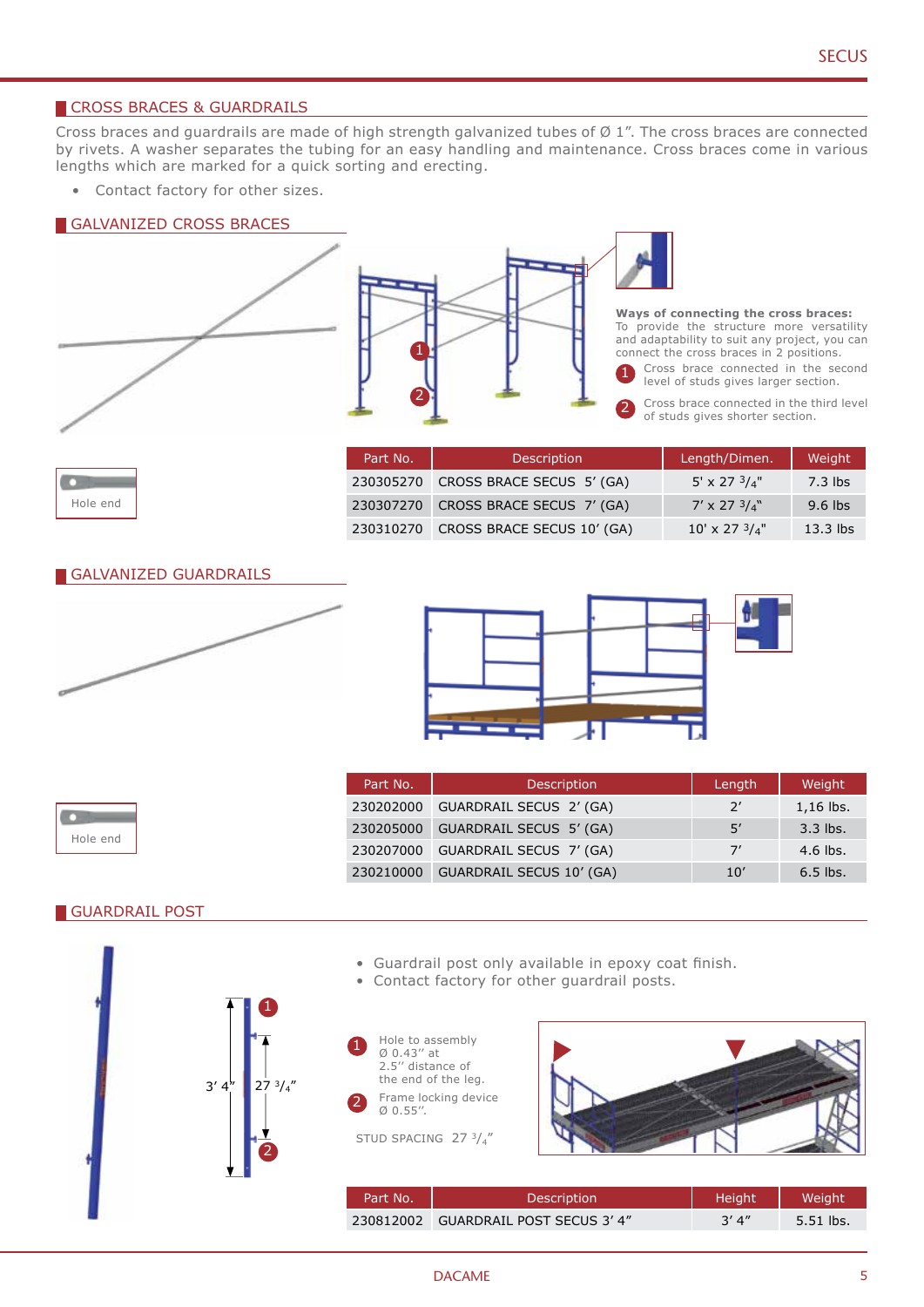## CROSS BRACES & GUARDRAILS

Cross braces and guardrails are made of high strength galvanized tubes of Ø 1". The cross braces are connected by rivets. A washer separates the tubing for an easy handling and maintenance. Cross braces come in various lengths which are marked for a quick sorting and erecting.

- Contact factory for other sizes.

### GALVANIZED CROSS BRACES

**Ways of connecting the cross braces:**
To provide the structure more versatility and adaptability to suit any project, you can connect the cross braces in 2 positions.

1. Cross brace connected in the second level of studs gives larger section.
2. Cross brace connected in the third level of studs gives shorter section.

Hole end

| Part No. | Description | Length/Dimen. | Weight |
|---|---|---|---|
| 230305270 | CROSS BRACE SECUS 5' (GA) | 5' x 27 3/4" | 7.3 lbs |
| 230307270 | CROSS BRACE SECUS 7' (GA) | 7' x 27 3/4" | 9.6 lbs |
| 230310270 | CROSS BRACE SECUS 10' (GA) | 10' x 27 3/4" | 13.3 lbs |

### GALVANIZED GUARDRAILS

Hole end

| Part No. | Description | Length | Weight |
|---|---|---|---|
| 230202000 | GUARDRAIL SECUS 2' (GA) | 2' | 1,16 lbs. |
| 230205000 | GUARDRAIL SECUS 5' (GA) | 5' | 3.3 lbs. |
| 230207000 | GUARDRAIL SECUS 7' (GA) | 7' | 4.6 lbs. |
| 230210000 | GUARDRAIL SECUS 10' (GA) | 10' | 6.5 lbs. |

### GUARDRAIL POST

- Guardrail post only available in epoxy coat finish.
- Contact factory for other guardrail posts.

3' 4" — 27 3/4"

1. Hole to assembly Ø 0.43" at 2.5" distance of the end of the leg.
2. Frame locking device Ø 0.55".

STUD SPACING 27 3/4"

| Part No. | Description | Height | Weight |
|---|---|---|---|
| 230812002 | GUARDRAIL POST SECUS 3' 4" | 3' 4" | 5.51 lbs. |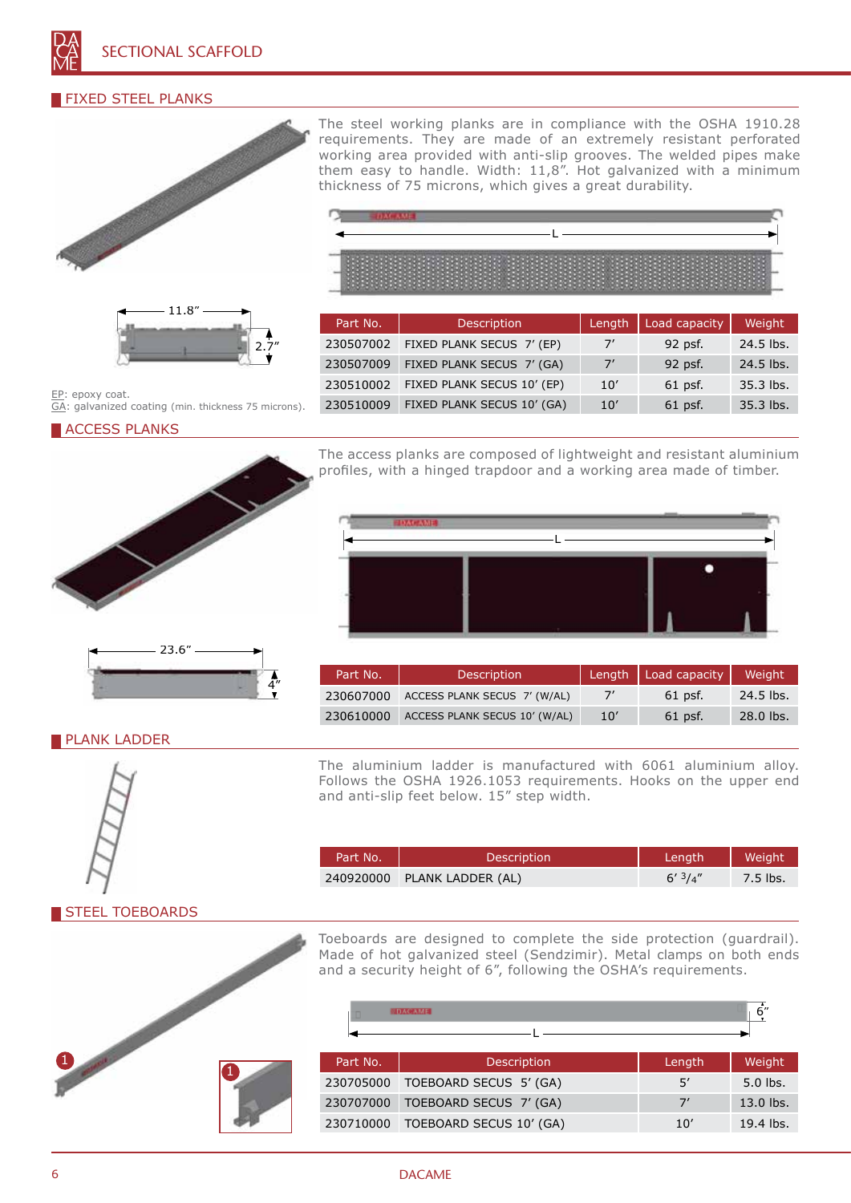# SECTIONAL SCAFFOLD

## FIXED STEEL PLANKS

The steel working planks are in compliance with the OSHA 1910.28 requirements. They are made of an extremely resistant perforated working area provided with anti-slip grooves. The welded pipes make them easy to handle. Width: 11,8". Hot galvanized with a minimum thickness of 75 microns, which gives a great durability.

11.8"

2.7"

L

| Part No. | Description | Length | Load capacity | Weight |
|---|---|---|---|---|
| 230507002 | FIXED PLANK SECUS 7' (EP) | 7' | 92 psf. | 24.5 lbs. |
| 230507009 | FIXED PLANK SECUS 7' (GA) | 7' | 92 psf. | 24.5 lbs. |
| 230510002 | FIXED PLANK SECUS 10' (EP) | 10' | 61 psf. | 35.3 lbs. |
| 230510009 | FIXED PLANK SECUS 10' (GA) | 10' | 61 psf. | 35.3 lbs. |

EP: epoxy coat.
GA: galvanized coating (min. thickness 75 microns).

## ACCESS PLANKS

The access planks are composed of lightweight and resistant aluminium profiles, with a hinged trapdoor and a working area made of timber.

23.6"

4"

L

| Part No. | Description | Length | Load capacity | Weight |
|---|---|---|---|---|
| 230607000 | ACCESS PLANK SECUS 7' (W/AL) | 7' | 61 psf. | 24.5 lbs. |
| 230610000 | ACCESS PLANK SECUS 10' (W/AL) | 10' | 61 psf. | 28.0 lbs. |

## PLANK LADDER

The aluminium ladder is manufactured with 6061 aluminium alloy. Follows the OSHA 1926.1053 requirements. Hooks on the upper end and anti-slip feet below. 15" step width.

| Part No. | Description | Length | Weight |
|---|---|---|---|
| 240920000 | PLANK LADDER (AL) | 6' 3/4" | 7.5 lbs. |

## STEEL TOEBOARDS

Toeboards are designed to complete the side protection (guardrail). Made of hot galvanized steel (Sendzimir). Metal clamps on both ends and a security height of 6", following the OSHA's requirements.

6"

L

| Part No. | Description | Length | Weight |
|---|---|---|---|
| 230705000 | TOEBOARD SECUS 5' (GA) | 5' | 5.0 lbs. |
| 230707000 | TOEBOARD SECUS 7' (GA) | 7' | 13.0 lbs. |
| 230710000 | TOEBOARD SECUS 10' (GA) | 10' | 19.4 lbs. |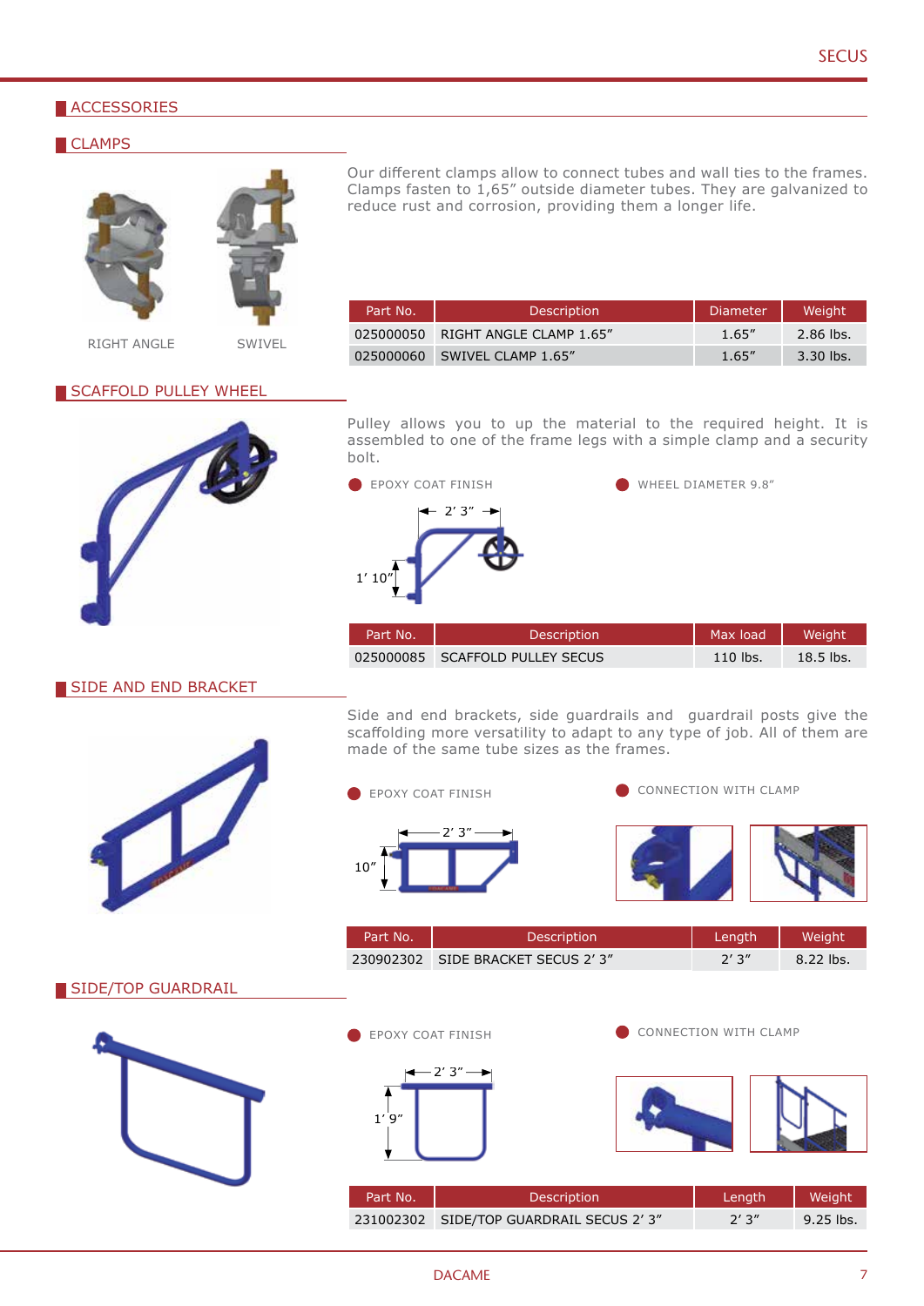## ACCESSORIES

### CLAMPS

RIGHT ANGLE    SWIVEL

Our different clamps allow to connect tubes and wall ties to the frames. Clamps fasten to 1,65” outside diameter tubes. They are galvanized to reduce rust and corrosion, providing them a longer life.

| Part No. | Description | Diameter | Weight |
|---|---|---|---|
| 025000050 | RIGHT ANGLE CLAMP 1.65” | 1.65” | 2.86 lbs. |
| 025000060 | SWIVEL CLAMP 1.65” | 1.65” | 3.30 lbs. |

### SCAFFOLD PULLEY WHEEL

Pulley allows you to up the material to the required height. It is assembled to one of the frame legs with a simple clamp and a security bolt.

- EPOXY COAT FINISH
- WHEEL DIAMETER 9.8”

2’ 3”
1’ 10”

| Part No. | Description | Max load | Weight |
|---|---|---|---|
| 025000085 | SCAFFOLD PULLEY SECUS | 110 lbs. | 18.5 lbs. |

### SIDE AND END BRACKET

Side and end brackets, side guardrails and guardrail posts give the scaffolding more versatility to adapt to any type of job. All of them are made of the same tube sizes as the frames.

- EPOXY COAT FINISH
- CONNECTION WITH CLAMP

2’ 3”
10”

| Part No. | Description | Length | Weight |
|---|---|---|---|
| 230902302 | SIDE BRACKET SECUS 2’ 3” | 2’ 3” | 8.22 lbs. |

### SIDE/TOP GUARDRAIL

- EPOXY COAT FINISH
- CONNECTION WITH CLAMP

2’ 3”
1’ 9”

| Part No. | Description | Length | Weight |
|---|---|---|---|
| 231002302 | SIDE/TOP GUARDRAIL SECUS 2’ 3” | 2’ 3” | 9.25 lbs. |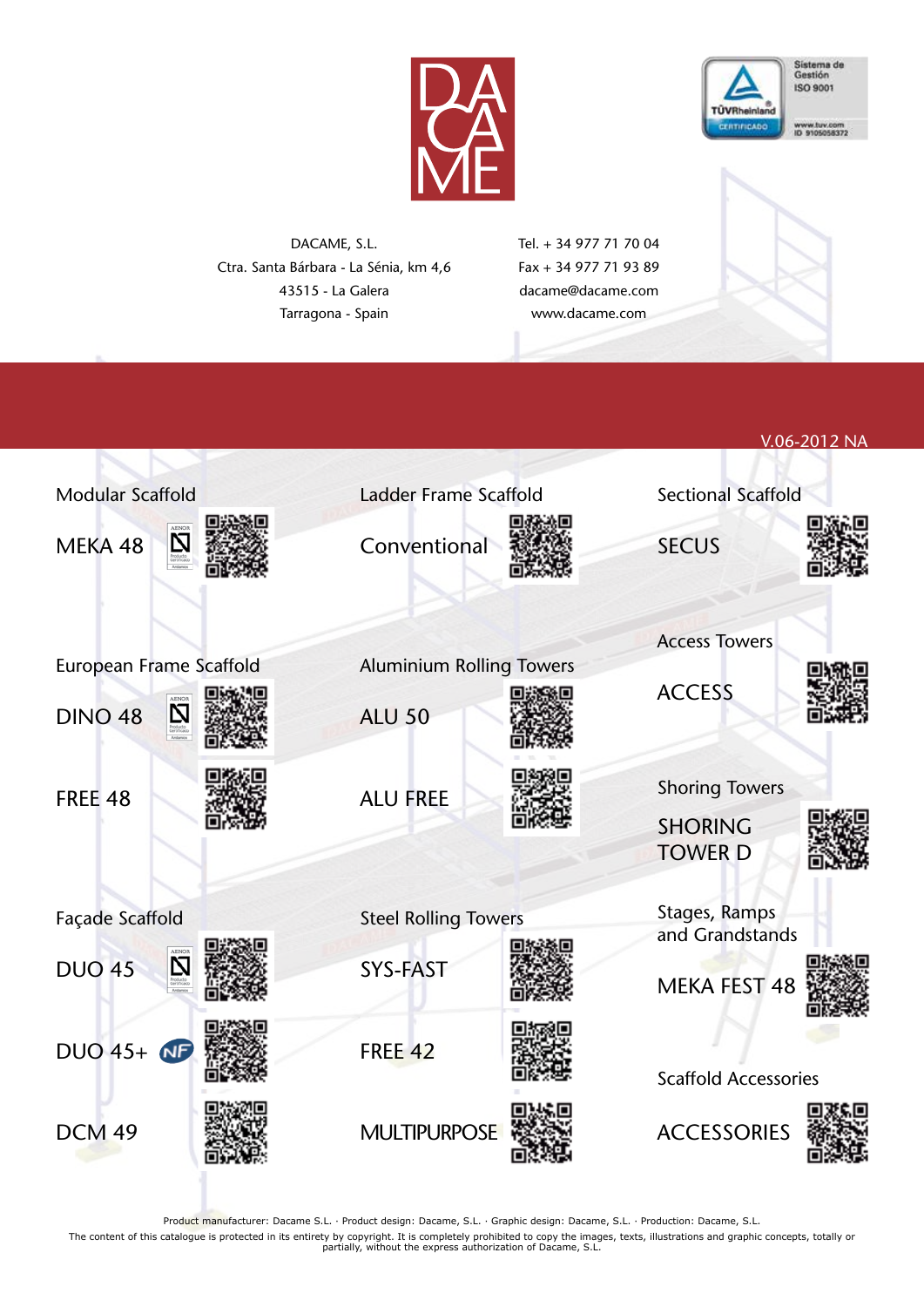DACAME

Sistema de Gestión ISO 9001

TÜVRheinland CERTIFICADO

www.tuv.com ID 9105058372

DACAME, S.L.
Ctra. Santa Bárbara - La Sénia, km 4,6
43515 - La Galera
Tarragona - Spain

Tel. + 34 977 71 70 04
Fax + 34 977 71 93 89
dacame@dacame.com
www.dacame.com

V.06-2012 NA

Modular Scaffold

MEKA 48

European Frame Scaffold

DINO 48

FREE 48

Façade Scaffold

DUO 45

DUO 45+

DCM 49

Ladder Frame Scaffold

Conventional

Aluminium Rolling Towers

ALU 50

ALU FREE

Steel Rolling Towers

SYS-FAST

FREE 42

MULTIPURPOSE

Sectional Scaffold

SECUS

Access Towers

ACCESS

Shoring Towers

SHORING TOWER D

Stages, Ramps and Grandstands

MEKA FEST 48

Scaffold Accessories

ACCESSORIES

Product manufacturer: Dacame S.L. · Product design: Dacame, S.L. · Graphic design: Dacame, S.L. · Production: Dacame, S.L.

The content of this catalogue is protected in its entirety by copyright. It is completely prohibited to copy the images, texts, illustrations and graphic concepts, totally or partially, without the express authorization of Dacame, S.L.